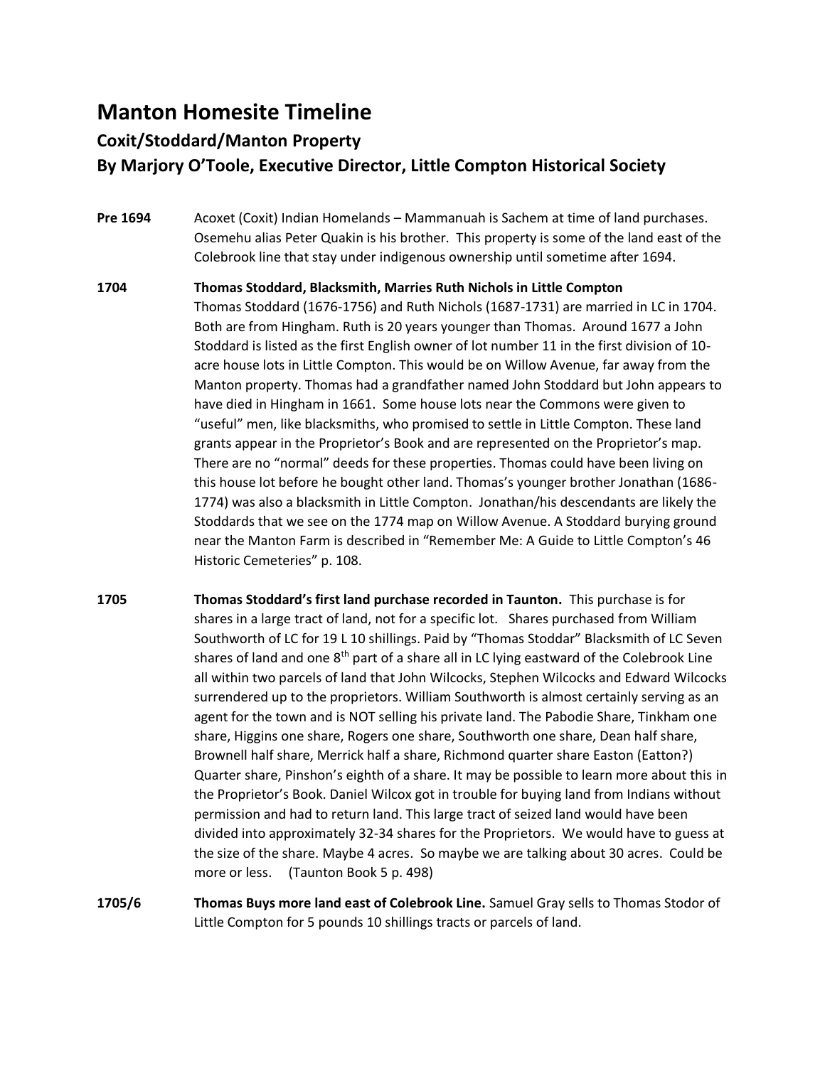# Manton Homesite Timeline

## Coxit/Stoddard/Manton Property

## By Marjory O'Toole, Executive Director, Little Compton Historical Society

**Pre 1694** Acoxet (Coxit) Indian Homelands – Mammanuah is Sachem at time of land purchases. Osemehu alias Peter Quakin is his brother. This property is some of the land east of the Colebrook line that stay under indigenous ownership until sometime after 1694.

**1704** **Thomas Stoddard, Blacksmith, Marries Ruth Nichols in Little Compton**
Thomas Stoddard (1676-1756) and Ruth Nichols (1687-1731) are married in LC in 1704. Both are from Hingham. Ruth is 20 years younger than Thomas. Around 1677 a John Stoddard is listed as the first English owner of lot number 11 in the first division of 10-acre house lots in Little Compton. This would be on Willow Avenue, far away from the Manton property. Thomas had a grandfather named John Stoddard but John appears to have died in Hingham in 1661. Some house lots near the Commons were given to "useful" men, like blacksmiths, who promised to settle in Little Compton. These land grants appear in the Proprietor's Book and are represented on the Proprietor's map. There are no "normal" deeds for these properties. Thomas could have been living on this house lot before he bought other land. Thomas's younger brother Jonathan (1686-1774) was also a blacksmith in Little Compton. Jonathan/his descendants are likely the Stoddards that we see on the 1774 map on Willow Avenue. A Stoddard burying ground near the Manton Farm is described in "Remember Me: A Guide to Little Compton's 46 Historic Cemeteries" p. 108.

**1705** **Thomas Stoddard's first land purchase recorded in Taunton.** This purchase is for shares in a large tract of land, not for a specific lot. Shares purchased from William Southworth of LC for 19 L 10 shillings. Paid by "Thomas Stoddar" Blacksmith of LC Seven shares of land and one 8th part of a share all in LC lying eastward of the Colebrook Line all within two parcels of land that John Wilcocks, Stephen Wilcocks and Edward Wilcocks surrendered up to the proprietors. William Southworth is almost certainly serving as an agent for the town and is NOT selling his private land. The Pabodie Share, Tinkham one share, Higgins one share, Rogers one share, Southworth one share, Dean half share, Brownell half share, Merrick half a share, Richmond quarter share Easton (Eatton?) Quarter share, Pinshon's eighth of a share. It may be possible to learn more about this in the Proprietor's Book. Daniel Wilcox got in trouble for buying land from Indians without permission and had to return land. This large tract of seized land would have been divided into approximately 32-34 shares for the Proprietors. We would have to guess at the size of the share. Maybe 4 acres. So maybe we are talking about 30 acres. Could be more or less. (Taunton Book 5 p. 498)

**1705/6** **Thomas Buys more land east of Colebrook Line.** Samuel Gray sells to Thomas Stodor of Little Compton for 5 pounds 10 shillings tracts or parcels of land.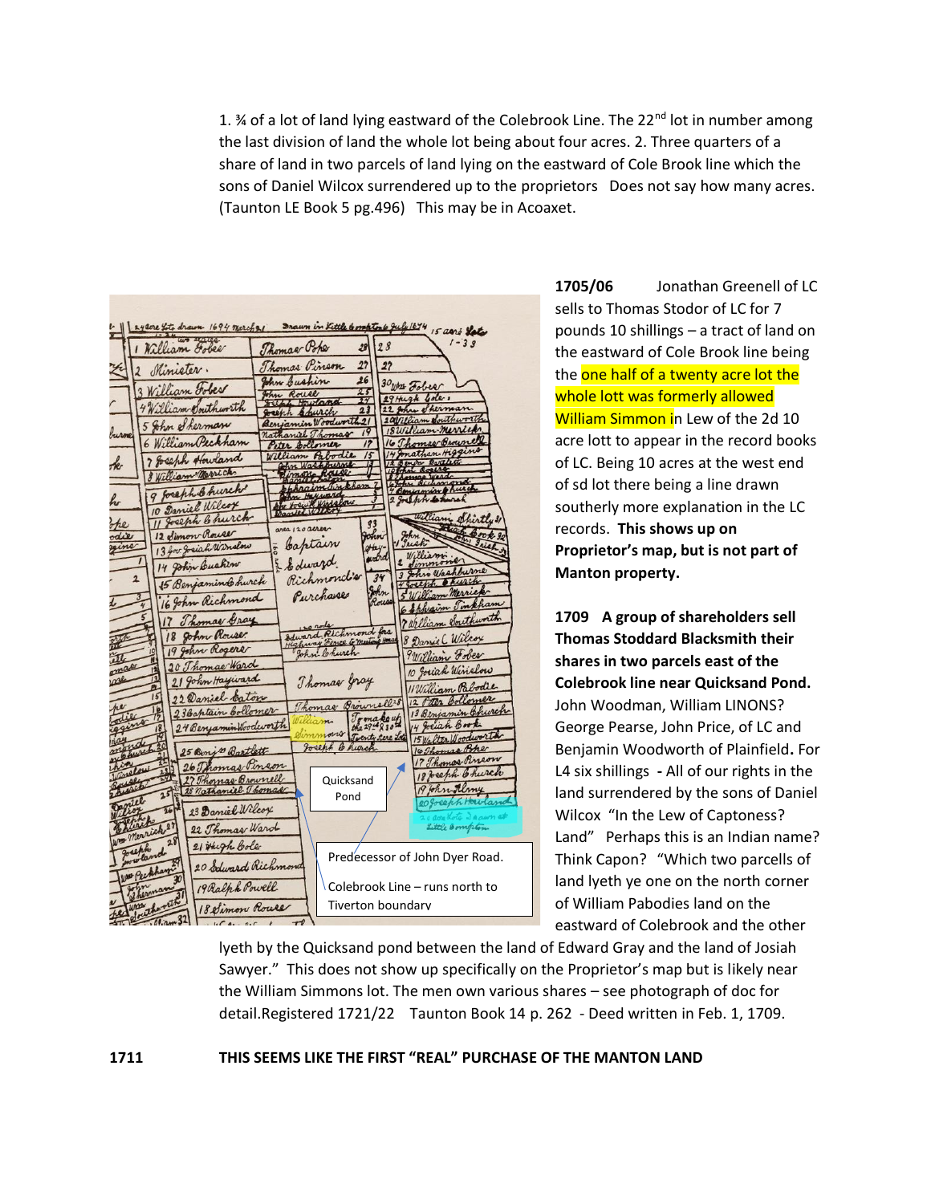1. ¾ of a lot of land lying eastward of the Colebrook Line. The 22nd lot in number among the last division of land the whole lot being about four acres. 2. Three quarters of a share of land in two parcels of land lying on the eastward of Cole Brook line which the sons of Daniel Wilcox surrendered up to the proprietors Does not say how many acres. (Taunton LE Book 5 pg.496) This may be in Acoaxet.

Quicksand Pond

Predecessor of John Dyer Road.

Colebrook Line – runs north to Tiverton boundary

**1705/06** Jonathan Greenell of LC sells to Thomas Stodor of LC for 7 pounds 10 shillings – a tract of land on the eastward of Cole Brook line being the one half of a twenty acre lot the whole lott was formerly allowed William Simmon in Lew of the 2d 10 acre lott to appear in the record books of LC. Being 10 acres at the west end of sd lot there being a line drawn southerly more explanation in the LC records. **This shows up on Proprietor's map, but is not part of Manton property.**

**1709 A group of shareholders sell Thomas Stoddard Blacksmith their shares in two parcels east of the Colebrook line near Quicksand Pond.** John Woodman, William LINONS? George Pearse, John Price, of LC and Benjamin Woodworth of Plainfield**.** For L4 six shillings **-** All of our rights in the land surrendered by the sons of Daniel Wilcox "In the Lew of Captoness? Land" Perhaps this is an Indian name? Think Capon? "Which two parcells of land lyeth ye one on the north corner of William Pabodies land on the eastward of Colebrook and the other lyeth by the Quicksand pond between the land of Edward Gray and the land of Josiah Sawyer." This does not show up specifically on the Proprietor's map but is likely near the William Simmons lot. The men own various shares – see photograph of doc for detail.Registered 1721/22 Taunton Book 14 p. 262 - Deed written in Feb. 1, 1709.

**1711 THIS SEEMS LIKE THE FIRST "REAL" PURCHASE OF THE MANTON LAND**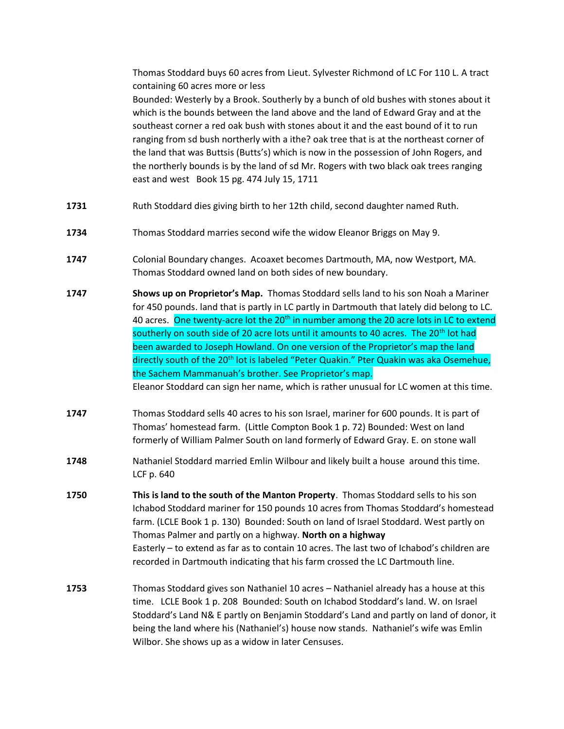Thomas Stoddard buys 60 acres from Lieut. Sylvester Richmond of LC For 110 L. A tract containing 60 acres more or less

Bounded: Westerly by a Brook. Southerly by a bunch of old bushes with stones about it which is the bounds between the land above and the land of Edward Gray and at the southeast corner a red oak bush with stones about it and the east bound of it to run ranging from sd bush northerly with a ithe? oak tree that is at the northeast corner of the land that was Buttsis (Butts's) which is now in the possession of John Rogers, and the northerly bounds is by the land of sd Mr. Rogers with two black oak trees ranging east and west  Book 15 pg. 474 July 15, 1711

**1731** Ruth Stoddard dies giving birth to her 12th child, second daughter named Ruth.

**1734** Thomas Stoddard marries second wife the widow Eleanor Briggs on May 9.

**1747** Colonial Boundary changes. Acoaxet becomes Dartmouth, MA, now Westport, MA. Thomas Stoddard owned land on both sides of new boundary.

**1747** **Shows up on Proprietor's Map.** Thomas Stoddard sells land to his son Noah a Mariner for 450 pounds. land that is partly in LC partly in Dartmouth that lately did belong to LC. 40 acres. One twenty-acre lot the 20th in number among the 20 acre lots in LC to extend southerly on south side of 20 acre lots until it amounts to 40 acres. The 20th lot had been awarded to Joseph Howland. On one version of the Proprietor's map the land directly south of the 20th lot is labeled "Peter Quakin." Pter Quakin was aka Osemehue, the Sachem Mammanuah's brother. See Proprietor's map.
Eleanor Stoddard can sign her name, which is rather unusual for LC women at this time.

**1747** Thomas Stoddard sells 40 acres to his son Israel, mariner for 600 pounds. It is part of Thomas' homestead farm. (Little Compton Book 1 p. 72) Bounded: West on land formerly of William Palmer South on land formerly of Edward Gray. E. on stone wall

**1748** Nathaniel Stoddard married Emlin Wilbour and likely built a house around this time. LCF p. 640

**1750** **This is land to the south of the Manton Property**. Thomas Stoddard sells to his son Ichabod Stoddard mariner for 150 pounds 10 acres from Thomas Stoddard's homestead farm. (LCLE Book 1 p. 130) Bounded: South on land of Israel Stoddard. West partly on Thomas Palmer and partly on a highway. **North on a highway**
Easterly – to extend as far as to contain 10 acres. The last two of Ichabod's children are recorded in Dartmouth indicating that his farm crossed the LC Dartmouth line.

**1753** Thomas Stoddard gives son Nathaniel 10 acres – Nathaniel already has a house at this time. LCLE Book 1 p. 208 Bounded: South on Ichabod Stoddard's land. W. on Israel Stoddard's Land N& E partly on Benjamin Stoddard's Land and partly on land of donor, it being the land where his (Nathaniel's) house now stands. Nathaniel's wife was Emlin Wilbor. She shows up as a widow in later Censuses.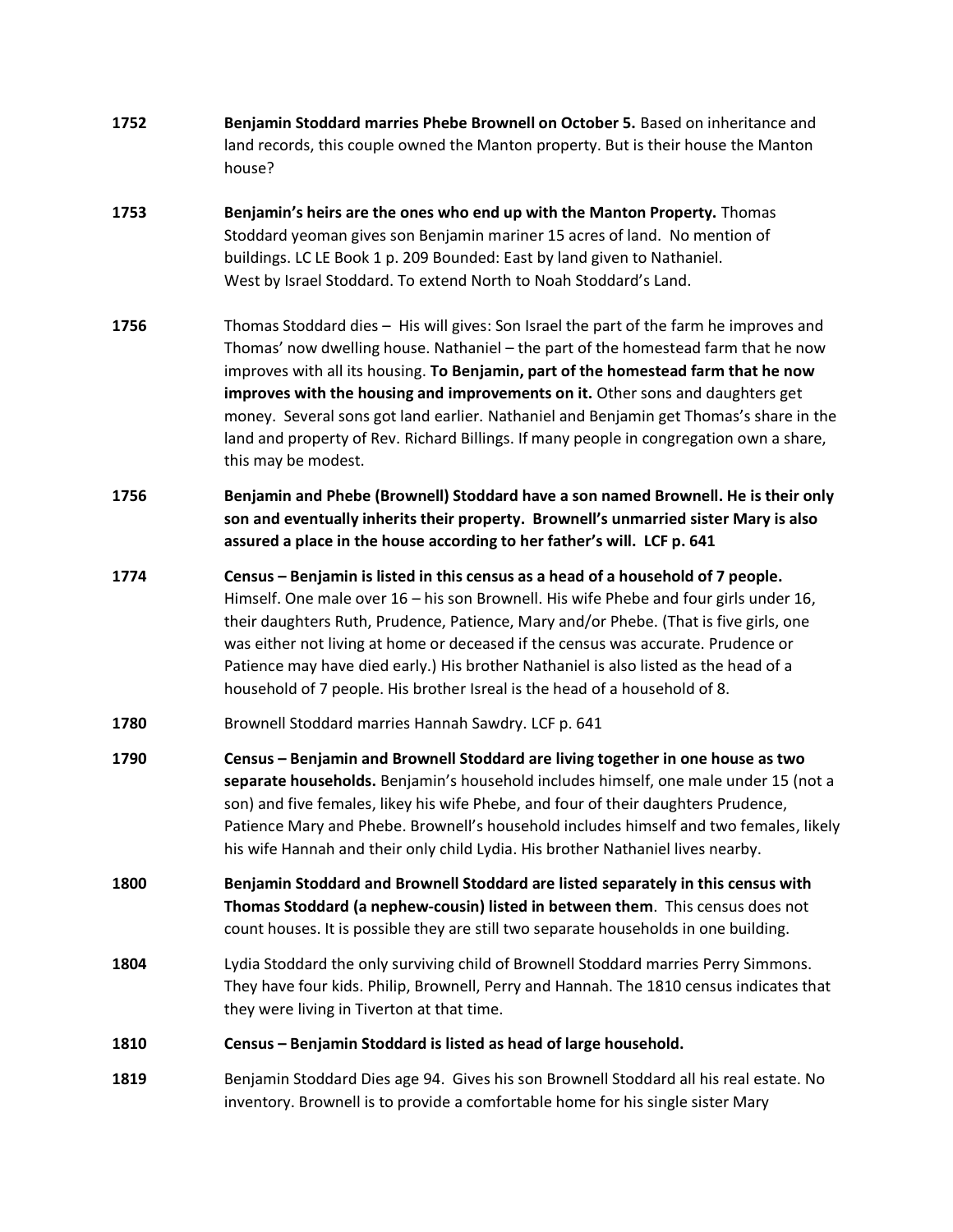**1752** **Benjamin Stoddard marries Phebe Brownell on October 5.** Based on inheritance and land records, this couple owned the Manton property. But is their house the Manton house?

**1753** **Benjamin's heirs are the ones who end up with the Manton Property.** Thomas Stoddard yeoman gives son Benjamin mariner 15 acres of land. No mention of buildings. LC LE Book 1 p. 209 Bounded: East by land given to Nathaniel. West by Israel Stoddard. To extend North to Noah Stoddard's Land.

**1756** Thomas Stoddard dies – His will gives: Son Israel the part of the farm he improves and Thomas' now dwelling house. Nathaniel – the part of the homestead farm that he now improves with all its housing. **To Benjamin, part of the homestead farm that he now improves with the housing and improvements on it.** Other sons and daughters get money. Several sons got land earlier. Nathaniel and Benjamin get Thomas's share in the land and property of Rev. Richard Billings. If many people in congregation own a share, this may be modest.

**1756** **Benjamin and Phebe (Brownell) Stoddard have a son named Brownell. He is their only son and eventually inherits their property. Brownell's unmarried sister Mary is also assured a place in the house according to her father's will. LCF p. 641**

**1774** **Census – Benjamin is listed in this census as a head of a household of 7 people.** Himself. One male over 16 – his son Brownell. His wife Phebe and four girls under 16, their daughters Ruth, Prudence, Patience, Mary and/or Phebe. (That is five girls, one was either not living at home or deceased if the census was accurate. Prudence or Patience may have died early.) His brother Nathaniel is also listed as the head of a household of 7 people. His brother Isreal is the head of a household of 8.

**1780** Brownell Stoddard marries Hannah Sawdry. LCF p. 641

**1790** **Census – Benjamin and Brownell Stoddard are living together in one house as two separate households.** Benjamin's household includes himself, one male under 15 (not a son) and five females, likey his wife Phebe, and four of their daughters Prudence, Patience Mary and Phebe. Brownell's household includes himself and two females, likely his wife Hannah and their only child Lydia. His brother Nathaniel lives nearby.

**1800** **Benjamin Stoddard and Brownell Stoddard are listed separately in this census with Thomas Stoddard (a nephew-cousin) listed in between them**. This census does not count houses. It is possible they are still two separate households in one building.

**1804** Lydia Stoddard the only surviving child of Brownell Stoddard marries Perry Simmons. They have four kids. Philip, Brownell, Perry and Hannah. The 1810 census indicates that they were living in Tiverton at that time.

**1810** **Census – Benjamin Stoddard is listed as head of large household.**

**1819** Benjamin Stoddard Dies age 94. Gives his son Brownell Stoddard all his real estate. No inventory. Brownell is to provide a comfortable home for his single sister Mary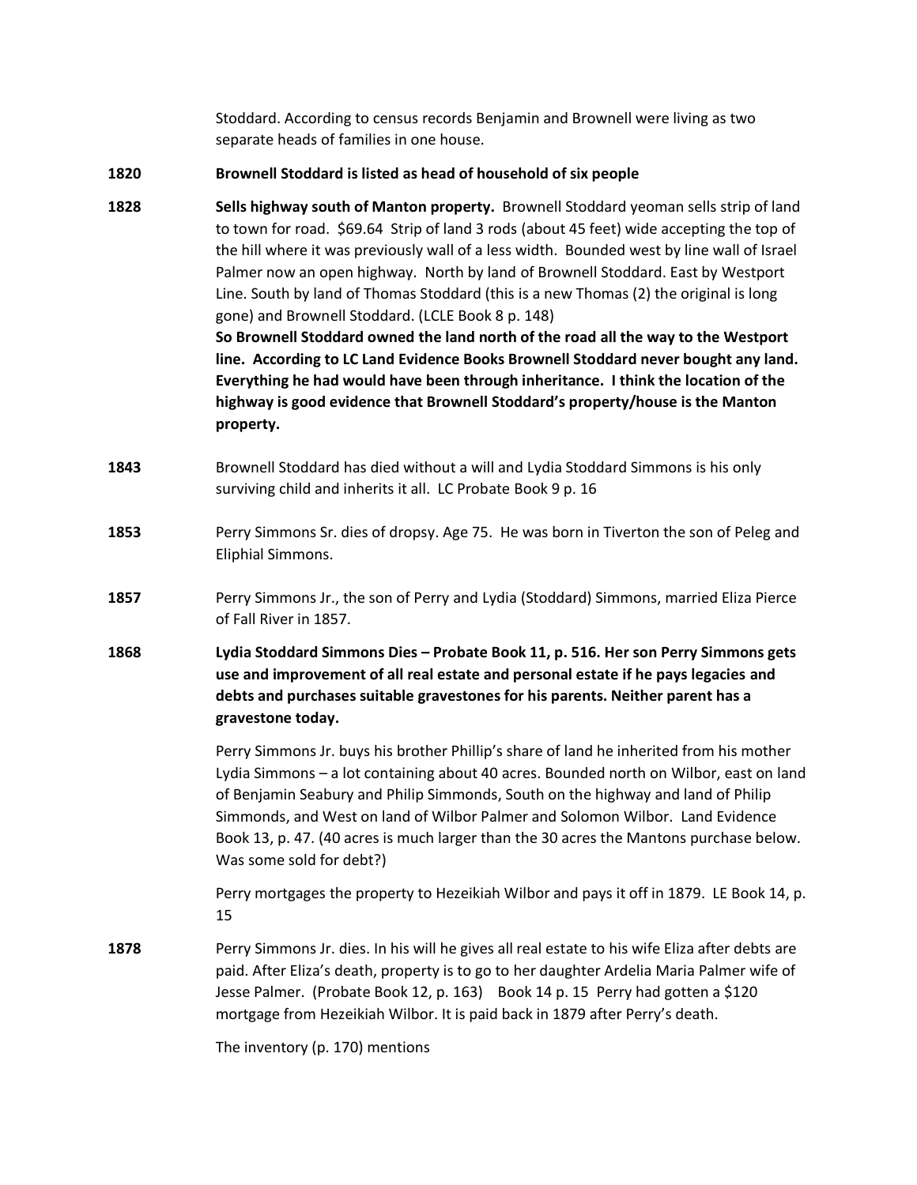Stoddard. According to census records Benjamin and Brownell were living as two separate heads of families in one house.

**1820** **Brownell Stoddard is listed as head of household of six people**

**1828** **Sells highway south of Manton property.** Brownell Stoddard yeoman sells strip of land to town for road. $69.64 Strip of land 3 rods (about 45 feet) wide accepting the top of the hill where it was previously wall of a less width. Bounded west by line wall of Israel Palmer now an open highway. North by land of Brownell Stoddard. East by Westport Line. South by land of Thomas Stoddard (this is a new Thomas (2) the original is long gone) and Brownell Stoddard. (LCLE Book 8 p. 148)

**So Brownell Stoddard owned the land north of the road all the way to the Westport line. According to LC Land Evidence Books Brownell Stoddard never bought any land. Everything he had would have been through inheritance. I think the location of the highway is good evidence that Brownell Stoddard's property/house is the Manton property.**

**1843** Brownell Stoddard has died without a will and Lydia Stoddard Simmons is his only surviving child and inherits it all. LC Probate Book 9 p. 16

**1853** Perry Simmons Sr. dies of dropsy. Age 75. He was born in Tiverton the son of Peleg and Eliphial Simmons.

**1857** Perry Simmons Jr., the son of Perry and Lydia (Stoddard) Simmons, married Eliza Pierce of Fall River in 1857.

**1868** **Lydia Stoddard Simmons Dies – Probate Book 11, p. 516. Her son Perry Simmons gets use and improvement of all real estate and personal estate if he pays legacies and debts and purchases suitable gravestones for his parents. Neither parent has a gravestone today.**

Perry Simmons Jr. buys his brother Phillip's share of land he inherited from his mother Lydia Simmons – a lot containing about 40 acres. Bounded north on Wilbor, east on land of Benjamin Seabury and Philip Simmonds, South on the highway and land of Philip Simmonds, and West on land of Wilbor Palmer and Solomon Wilbor. Land Evidence Book 13, p. 47. (40 acres is much larger than the 30 acres the Mantons purchase below. Was some sold for debt?)

Perry mortgages the property to Hezeikiah Wilbor and pays it off in 1879. LE Book 14, p. 15

**1878** Perry Simmons Jr. dies. In his will he gives all real estate to his wife Eliza after debts are paid. After Eliza's death, property is to go to her daughter Ardelia Maria Palmer wife of Jesse Palmer. (Probate Book 12, p. 163) Book 14 p. 15 Perry had gotten a $120 mortgage from Hezeikiah Wilbor. It is paid back in 1879 after Perry's death.

The inventory (p. 170) mentions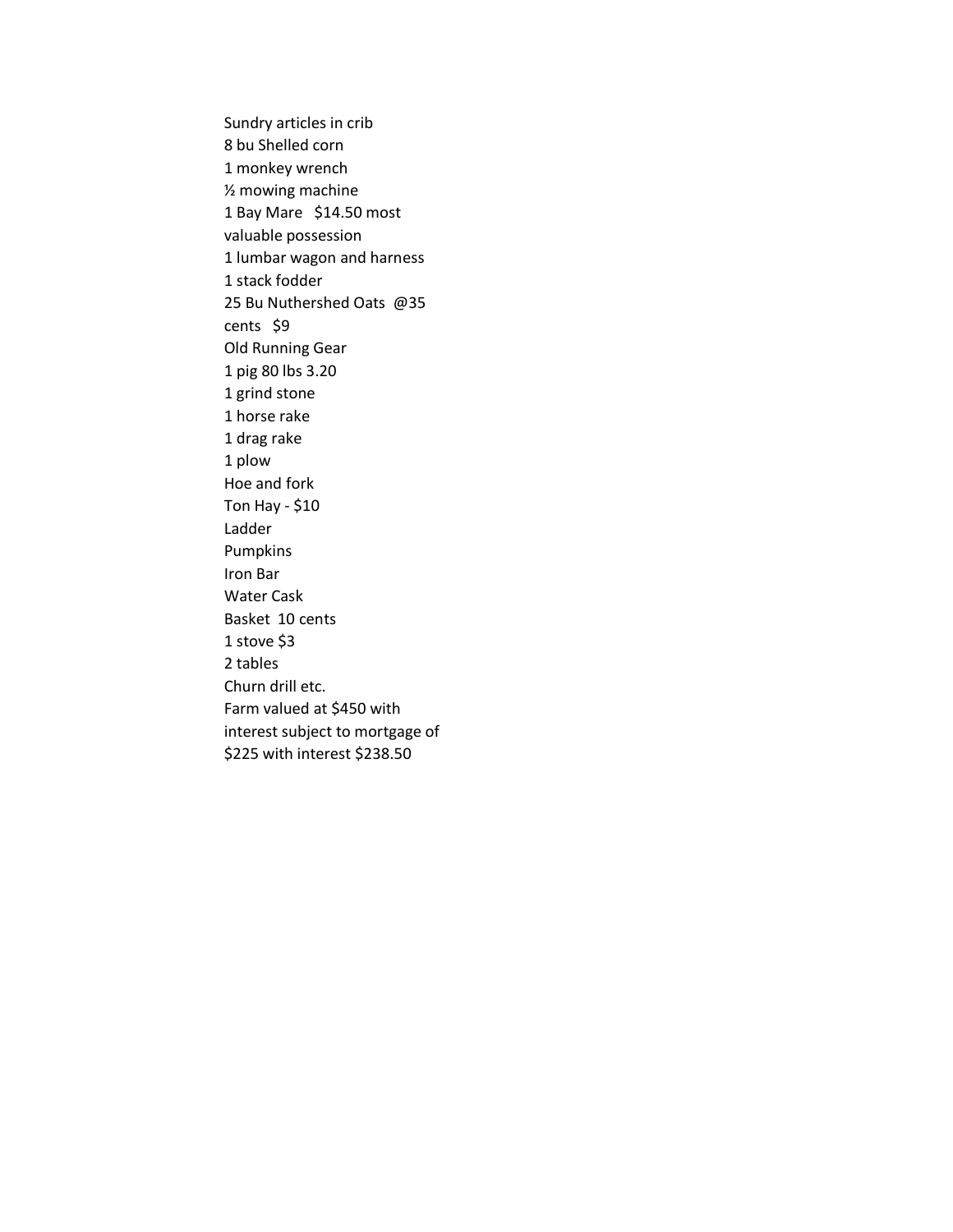Sundry articles in crib
8 bu Shelled corn
1 monkey wrench
½ mowing machine
1 Bay Mare   $14.50 most valuable possession
1 lumbar wagon and harness
1 stack fodder
25 Bu Nuthershed Oats  @35 cents   $9
Old Running Gear
1 pig 80 lbs 3.20
1 grind stone
1 horse rake
1 drag rake
1 plow
Hoe and fork
Ton Hay - $10
Ladder
Pumpkins
Iron Bar
Water Cask
Basket  10 cents
1 stove $3
2 tables
Churn drill etc.
Farm valued at $450 with interest subject to mortgage of $225 with interest $238.50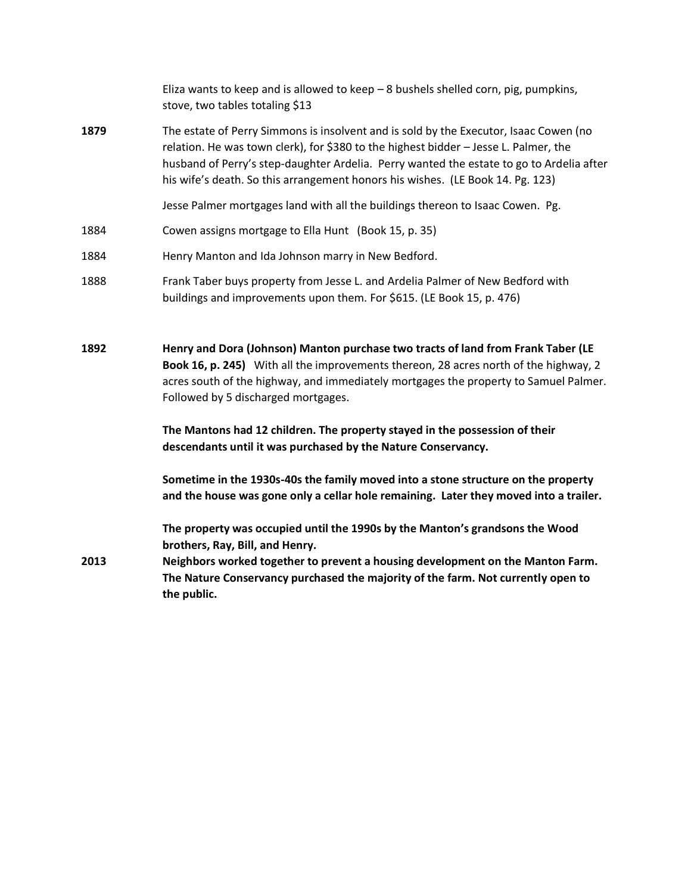Eliza wants to keep and is allowed to keep – 8 bushels shelled corn, pig, pumpkins, stove, two tables totaling $13

**1879** The estate of Perry Simmons is insolvent and is sold by the Executor, Isaac Cowen (no relation. He was town clerk), for $380 to the highest bidder – Jesse L. Palmer, the husband of Perry's step-daughter Ardelia. Perry wanted the estate to go to Ardelia after his wife's death. So this arrangement honors his wishes. (LE Book 14. Pg. 123)

Jesse Palmer mortgages land with all the buildings thereon to Isaac Cowen. Pg.

1884 Cowen assigns mortgage to Ella Hunt (Book 15, p. 35)

1884 Henry Manton and Ida Johnson marry in New Bedford.

1888 Frank Taber buys property from Jesse L. and Ardelia Palmer of New Bedford with buildings and improvements upon them. For $615. (LE Book 15, p. 476)

**1892** **Henry and Dora (Johnson) Manton purchase two tracts of land from Frank Taber (LE Book 16, p. 245)** With all the improvements thereon, 28 acres north of the highway, 2 acres south of the highway, and immediately mortgages the property to Samuel Palmer. Followed by 5 discharged mortgages.

**The Mantons had 12 children. The property stayed in the possession of their descendants until it was purchased by the Nature Conservancy.**

**Sometime in the 1930s-40s the family moved into a stone structure on the property and the house was gone only a cellar hole remaining. Later they moved into a trailer.**

**The property was occupied until the 1990s by the Manton's grandsons the Wood brothers, Ray, Bill, and Henry.**

**2013** **Neighbors worked together to prevent a housing development on the Manton Farm. The Nature Conservancy purchased the majority of the farm. Not currently open to the public.**